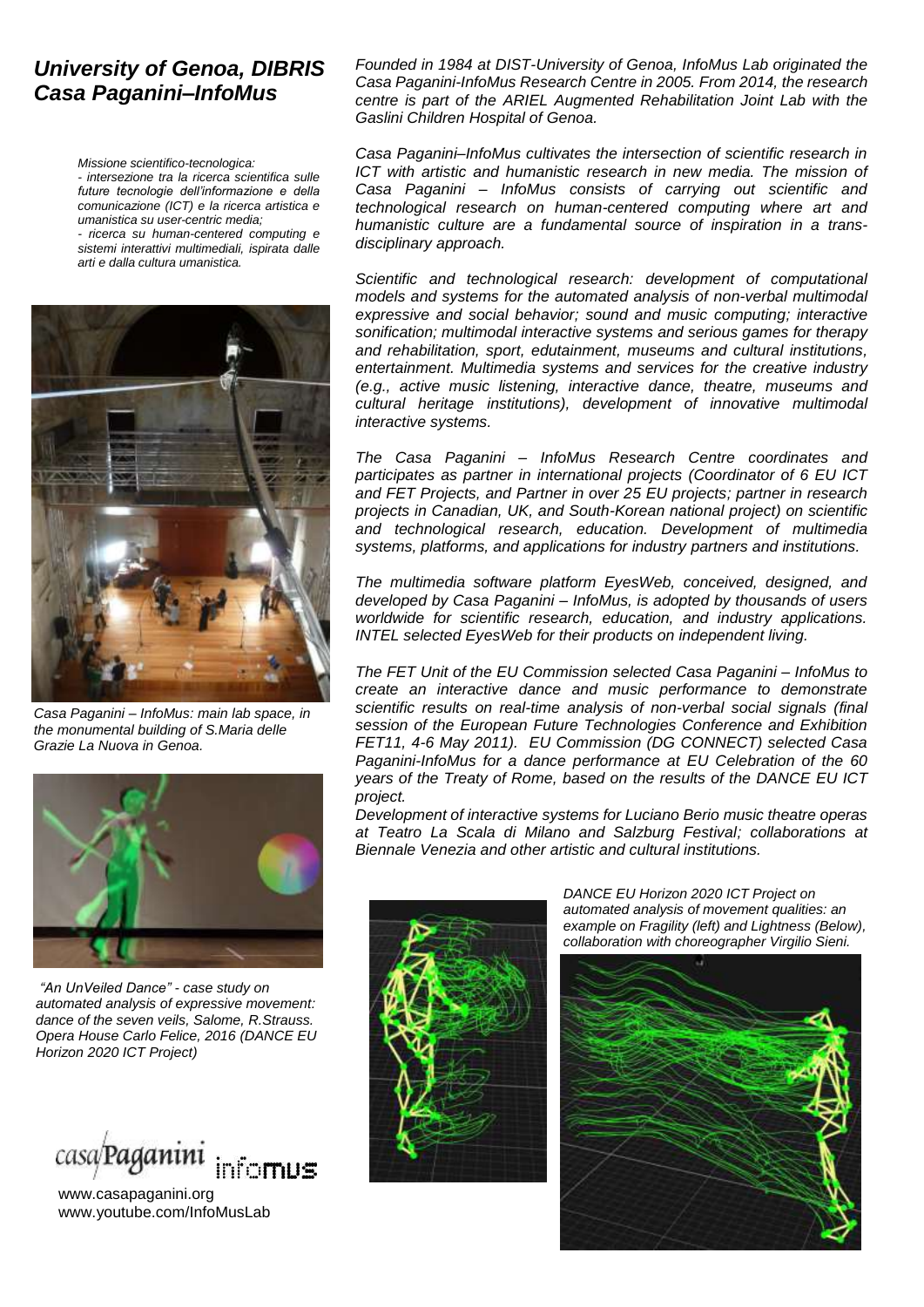## *University of Genoa, DIBRIS Casa Paganini–InfoMus*

*Missione scientifico-tecnologica:*
*- intersezione tra la ricerca scientifica sulle future tecnologie dell'informazione e della comunicazione (ICT) e la ricerca artistica e umanistica su user-centric media;*
*- ricerca su human-centered computing e sistemi interattivi multimediali, ispirata dalle arti e dalla cultura umanistica.*

*Casa Paganini – InfoMus: main lab space, in the monumental building of S.Maria delle Grazie La Nuova in Genoa.*

*"An UnVeiled Dance" - case study on automated analysis of expressive movement: dance of the seven veils, Salome, R.Strauss. Opera House Carlo Felice, 2016 (DANCE EU Horizon 2020 ICT Project)*

www.casapaganini.org
www.youtube.com/InfoMusLab

*Founded in 1984 at DIST-University of Genoa, InfoMus Lab originated the Casa Paganini-InfoMus Research Centre in 2005. From 2014, the research centre is part of the ARIEL Augmented Rehabilitation Joint Lab with the Gaslini Children Hospital of Genoa.*

*Casa Paganini–InfoMus cultivates the intersection of scientific research in ICT with artistic and humanistic research in new media. The mission of Casa Paganini – InfoMus consists of carrying out scientific and technological research on human-centered computing where art and humanistic culture are a fundamental source of inspiration in a trans-disciplinary approach.*

*Scientific and technological research: development of computational models and systems for the automated analysis of non-verbal multimodal expressive and social behavior; sound and music computing; interactive sonification; multimodal interactive systems and serious games for therapy and rehabilitation, sport, edutainment, museums and cultural institutions, entertainment. Multimedia systems and services for the creative industry (e.g., active music listening, interactive dance, theatre, museums and cultural heritage institutions), development of innovative multimodal interactive systems.*

*The Casa Paganini – InfoMus Research Centre coordinates and participates as partner in international projects (Coordinator of 6 EU ICT and FET Projects, and Partner in over 25 EU projects; partner in research projects in Canadian, UK, and South-Korean national project) on scientific and technological research, education. Development of multimedia systems, platforms, and applications for industry partners and institutions.*

*The multimedia software platform EyesWeb, conceived, designed, and developed by Casa Paganini – InfoMus, is adopted by thousands of users worldwide for scientific research, education, and industry applications. INTEL selected EyesWeb for their products on independent living.*

*The FET Unit of the EU Commission selected Casa Paganini – InfoMus to create an interactive dance and music performance to demonstrate scientific results on real-time analysis of non-verbal social signals (final session of the European Future Technologies Conference and Exhibition FET11, 4-6 May 2011). EU Commission (DG CONNECT) selected Casa Paganini-InfoMus for a dance performance at EU Celebration of the 60 years of the Treaty of Rome, based on the results of the DANCE EU ICT project.*
*Development of interactive systems for Luciano Berio music theatre operas at Teatro La Scala di Milano and Salzburg Festival; collaborations at Biennale Venezia and other artistic and cultural institutions.*

*DANCE EU Horizon 2020 ICT Project on automated analysis of movement qualities: an example on Fragility (left) and Lightness (Below), collaboration with choreographer Virgilio Sieni.*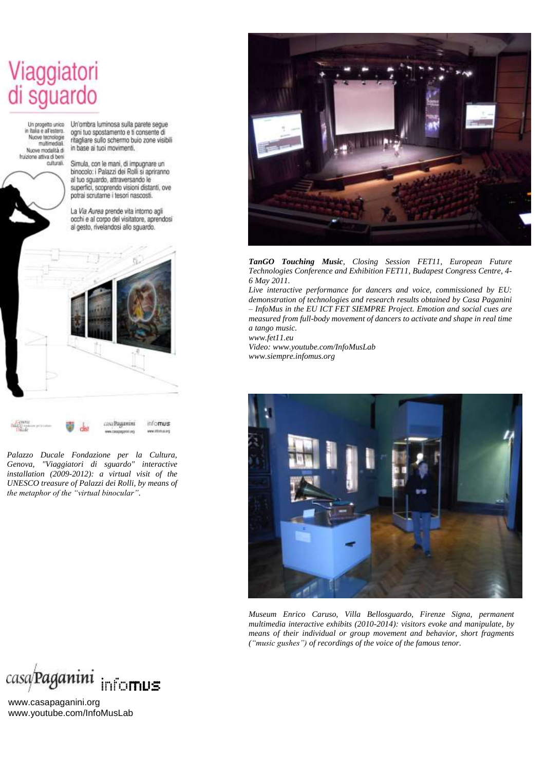# Viaggiatori di sguardo

Un progetto unico in Italia e all'estero. Nuove tecnologie multimediali. Nuove modalità di fruizione attiva di beni culturali.

Un'ombra luminosa sulla parete segue ogni tuo spostamento e ti consente di ritagliare sullo schermo buio zone visibili in base ai tuoi movimenti.

Simula, con le mani, di impugnare un binocolo: i Palazzi dei Rolli si apriranno al tuo sguardo, attraversando le superfici, scoprendo visioni distanti, ove potrai scrutarne i tesori nascosti.

La *Via Aurea* prende vita intorno agli occhi e al corpo del visitatore, aprendosi al gesto, rivelandosi allo sguardo.

*Palazzo Ducale Fondazione per la Cultura, Genova, "Viaggiatori di sguardo" interactive installation (2009-2012): a virtual visit of the UNESCO treasure of Palazzi dei Rolli, by means of the metaphor of the "virtual binocular".*

***TanGO Touching Music**, Closing Session FET11, European Future Technologies Conference and Exhibition FET11, Budapest Congress Centre, 4-6 May 2011.*

*Live interactive performance for dancers and voice, commissioned by EU: demonstration of technologies and research results obtained by Casa Paganini – InfoMus in the EU ICT FET SIEMPRE Project. Emotion and social cues are measured from full-body movement of dancers to activate and shape in real time a tango music.*

*www.fet11.eu*

*Video: www.youtube.com/InfoMusLab*

*www.siempre.infomus.org*

*Museum Enrico Caruso, Villa Bellosguardo, Firenze Signa, permanent multimedia interactive exhibits (2010-2014): visitors evoke and manipulate, by means of their individual or group movement and behavior, short fragments ("music gushes") of recordings of the voice of the famous tenor.*

casaPaganini infomus

www.casapaganini.org
www.youtube.com/InfoMusLab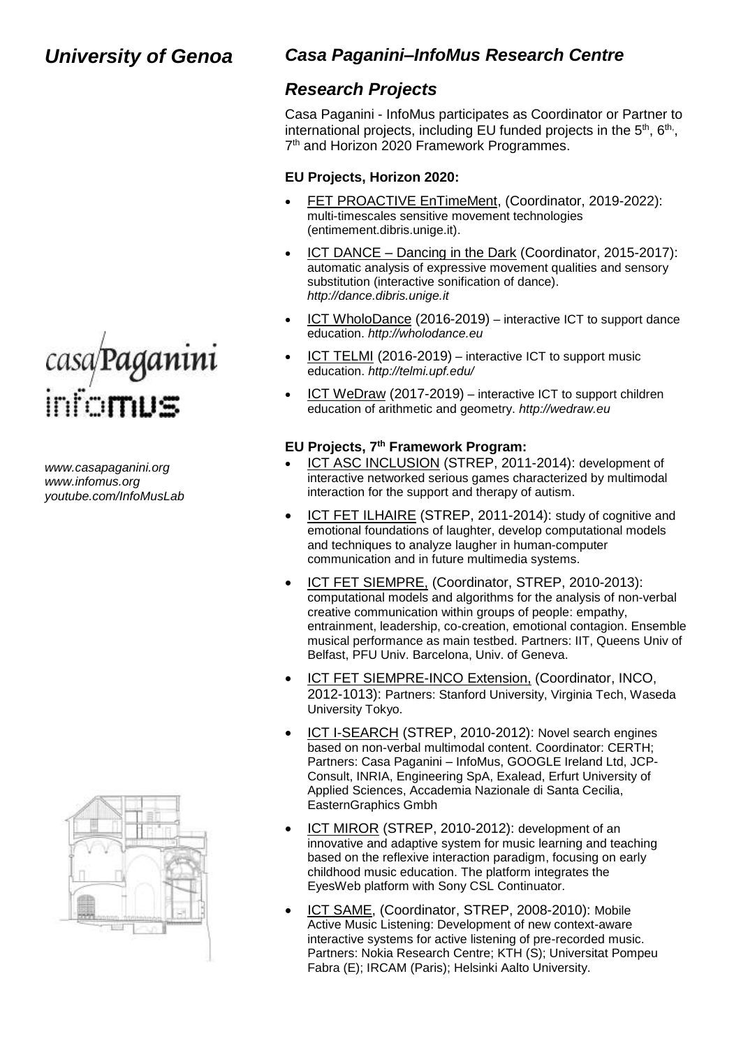# University of Genoa

## Casa Paganini–InfoMus Research Centre

*www.casapaganini.org*
*www.infomus.org*
*youtube.com/InfoMusLab*

## Research Projects

Casa Paganini - InfoMus participates as Coordinator or Partner to international projects, including EU funded projects in the 5th, 6th, 7th and Horizon 2020 Framework Programmes.

### EU Projects, Horizon 2020:

- FET PROACTIVE EnTimeMent, (Coordinator, 2019-2022): multi-timescales sensitive movement technologies (entimement.dibris.unige.it).
- ICT DANCE – Dancing in the Dark (Coordinator, 2015-2017): automatic analysis of expressive movement qualities and sensory substitution (interactive sonification of dance). *http://dance.dibris.unige.it*
- ICT WholoDance (2016-2019) – interactive ICT to support dance education. *http://wholodance.eu*
- ICT TELMI (2016-2019) – interactive ICT to support music education. *http://telmi.upf.edu/*
- ICT WeDraw (2017-2019) – interactive ICT to support children education of arithmetic and geometry. *http://wedraw.eu*

### EU Projects, 7th Framework Program:

- ICT ASC INCLUSION (STREP, 2011-2014): development of interactive networked serious games characterized by multimodal interaction for the support and therapy of autism.
- ICT FET ILHAIRE (STREP, 2011-2014): study of cognitive and emotional foundations of laughter, develop computational models and techniques to analyze laughter in human-computer communication and in future multimedia systems.
- ICT FET SIEMPRE, (Coordinator, STREP, 2010-2013): computational models and algorithms for the analysis of non-verbal creative communication within groups of people: empathy, entrainment, leadership, co-creation, emotional contagion. Ensemble musical performance as main testbed. Partners: IIT, Queens Univ of Belfast, PFU Univ. Barcelona, Univ. of Geneva.
- ICT FET SIEMPRE-INCO Extension, (Coordinator, INCO, 2012-1013): Partners: Stanford University, Virginia Tech, Waseda University Tokyo.
- ICT I-SEARCH (STREP, 2010-2012): Novel search engines based on non-verbal multimodal content. Coordinator: CERTH; Partners: Casa Paganini – InfoMus, GOOGLE Ireland Ltd, JCP-Consult, INRIA, Engineering SpA, Exalead, Erfurt University of Applied Sciences, Accademia Nazionale di Santa Cecilia, EasternGraphics Gmbh
- ICT MIROR (STREP, 2010-2012): development of an innovative and adaptive system for music learning and teaching based on the reflexive interaction paradigm, focusing on early childhood music education. The platform integrates the EyesWeb platform with Sony CSL Continuator.
- ICT SAME, (Coordinator, STREP, 2008-2010): Mobile Active Music Listening: Development of new context-aware interactive systems for active listening of pre-recorded music. Partners: Nokia Research Centre; KTH (S); Universitat Pompeu Fabra (E); IRCAM (Paris); Helsinki Aalto University.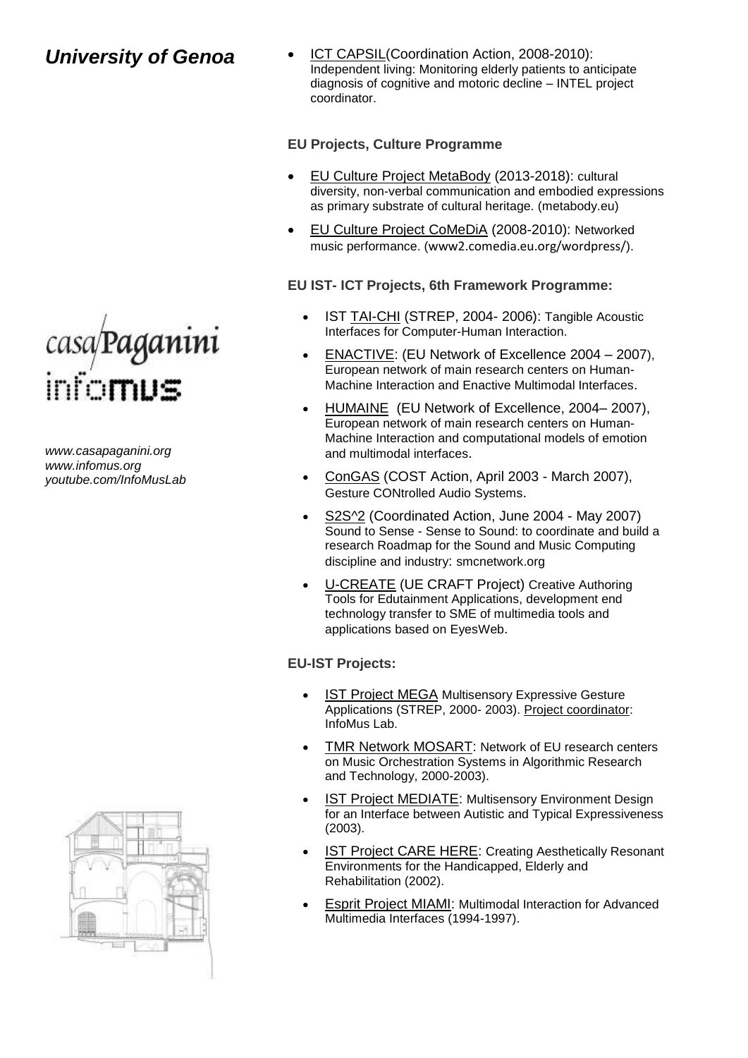## *University of Genoa*

*www.casapaganini.org*
*www.infomus.org*
*youtube.com/InfoMusLab*

- ICT CAPSIL(Coordination Action, 2008-2010): Independent living: Monitoring elderly patients to anticipate diagnosis of cognitive and motoric decline – INTEL project coordinator.

**EU Projects, Culture Programme**

- EU Culture Project MetaBody (2013-2018): cultural diversity, non-verbal communication and embodied expressions as primary substrate of cultural heritage. (metabody.eu)
- EU Culture Project CoMeDiA (2008-2010): Networked music performance. (www2.comedia.eu.org/wordpress/).

**EU IST- ICT Projects, 6th Framework Programme:**

- IST TAI-CHI (STREP, 2004- 2006): Tangible Acoustic Interfaces for Computer-Human Interaction.
- ENACTIVE: (EU Network of Excellence 2004 – 2007), European network of main research centers on Human-Machine Interaction and Enactive Multimodal Interfaces.
- HUMAINE (EU Network of Excellence, 2004– 2007), European network of main research centers on Human-Machine Interaction and computational models of emotion and multimodal interfaces.
- ConGAS (COST Action, April 2003 - March 2007), Gesture CONtrolled Audio Systems.
- S2S^2 (Coordinated Action, June 2004 - May 2007) Sound to Sense - Sense to Sound: to coordinate and build a research Roadmap for the Sound and Music Computing discipline and industry: smcnetwork.org
- U-CREATE (UE CRAFT Project) Creative Authoring Tools for Edutainment Applications, development end technology transfer to SME of multimedia tools and applications based on EyesWeb.

**EU-IST Projects:**

- IST Project MEGA Multisensory Expressive Gesture Applications (STREP, 2000- 2003). Project coordinator: InfoMus Lab.
- TMR Network MOSART: Network of EU research centers on Music Orchestration Systems in Algorithmic Research and Technology, 2000-2003).
- IST Project MEDIATE: Multisensory Environment Design for an Interface between Autistic and Typical Expressiveness (2003).
- IST Project CARE HERE: Creating Aesthetically Resonant Environments for the Handicapped, Elderly and Rehabilitation (2002).
- Esprit Project MIAMI: Multimodal Interaction for Advanced Multimedia Interfaces (1994-1997).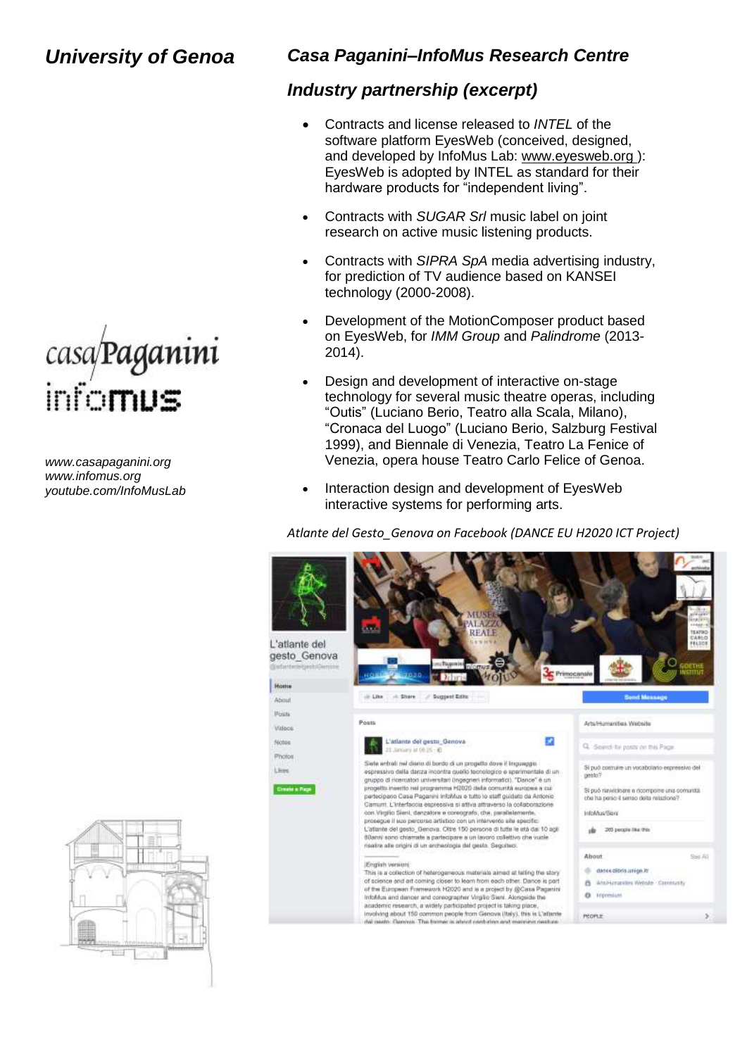# University of Genoa

## Casa Paganini–InfoMus Research Centre

## Industry partnership (excerpt)

- Contracts and license released to *INTEL* of the software platform EyesWeb (conceived, designed, and developed by InfoMus Lab: www.eyesweb.org ): EyesWeb is adopted by INTEL as standard for their hardware products for “independent living”.
- Contracts with *SUGAR Srl* music label on joint research on active music listening products.
- Contracts with *SIPRA SpA* media advertising industry, for prediction of TV audience based on KANSEI technology (2000-2008).
- Development of the MotionComposer product based on EyesWeb, for *IMM Group* and *Palindrome* (2013-2014).
- Design and development of interactive on-stage technology for several music theatre operas, including “Outis” (Luciano Berio, Teatro alla Scala, Milano), “Cronaca del Luogo” (Luciano Berio, Salzburg Festival 1999), and Biennale di Venezia, Teatro La Fenice of Venezia, opera house Teatro Carlo Felice of Genoa.
- Interaction design and development of EyesWeb interactive systems for performing arts.

*www.casapaganini.org*
*www.infomus.org*
*youtube.com/InfoMusLab*

*Atlante del Gesto_Genova on Facebook (DANCE EU H2020 ICT Project)*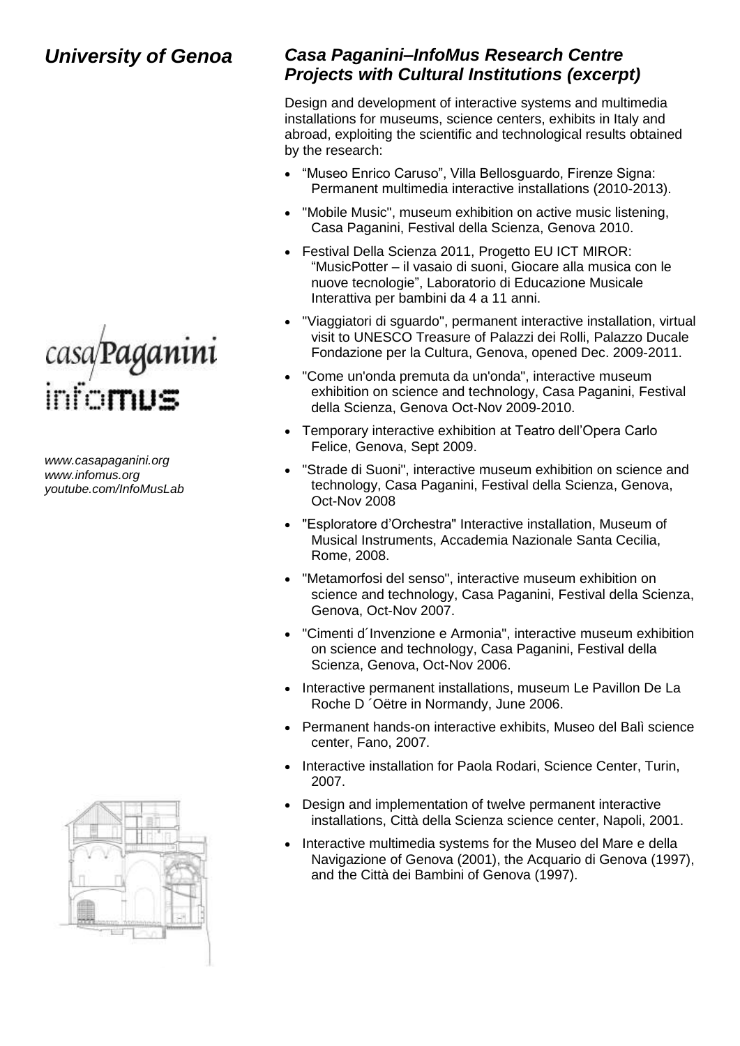## *University of Genoa*

casa/Paganini
infomus

*www.casapaganini.org*
*www.infomus.org*
*youtube.com/InfoMusLab*

## *Casa Paganini–InfoMus Research Centre Projects with Cultural Institutions (excerpt)*

Design and development of interactive systems and multimedia installations for museums, science centers, exhibits in Italy and abroad, exploiting the scientific and technological results obtained by the research:

- "Museo Enrico Caruso", Villa Bellosguardo, Firenze Signa: Permanent multimedia interactive installations (2010-2013).
- "Mobile Music", museum exhibition on active music listening, Casa Paganini, Festival della Scienza, Genova 2010.
- Festival Della Scienza 2011, Progetto EU ICT MIROR: "MusicPotter – il vasaio di suoni, Giocare alla musica con le nuove tecnologie", Laboratorio di Educazione Musicale Interattiva per bambini da 4 a 11 anni.
- "Viaggiatori di sguardo", permanent interactive installation, virtual visit to UNESCO Treasure of Palazzi dei Rolli, Palazzo Ducale Fondazione per la Cultura, Genova, opened Dec. 2009-2011.
- "Come un'onda premuta da un'onda", interactive museum exhibition on science and technology, Casa Paganini, Festival della Scienza, Genova Oct-Nov 2009-2010.
- Temporary interactive exhibition at Teatro dell'Opera Carlo Felice, Genova, Sept 2009.
- "Strade di Suoni", interactive museum exhibition on science and technology, Casa Paganini, Festival della Scienza, Genova, Oct-Nov 2008
- "Esploratore d'Orchestra" Interactive installation, Museum of Musical Instruments, Accademia Nazionale Santa Cecilia, Rome, 2008.
- "Metamorfosi del senso", interactive museum exhibition on science and technology, Casa Paganini, Festival della Scienza, Genova, Oct-Nov 2007.
- "Cimenti d´Invenzione e Armonia", interactive museum exhibition on science and technology, Casa Paganini, Festival della Scienza, Genova, Oct-Nov 2006.
- Interactive permanent installations, museum Le Pavillon De La Roche D ´Oëtre in Normandy, June 2006.
- Permanent hands-on interactive exhibits, Museo del Balì science center, Fano, 2007.
- Interactive installation for Paola Rodari, Science Center, Turin, 2007.
- Design and implementation of twelve permanent interactive installations, Città della Scienza science center, Napoli, 2001.
- Interactive multimedia systems for the Museo del Mare e della Navigazione of Genova (2001), the Acquario di Genova (1997), and the Città dei Bambini of Genova (1997).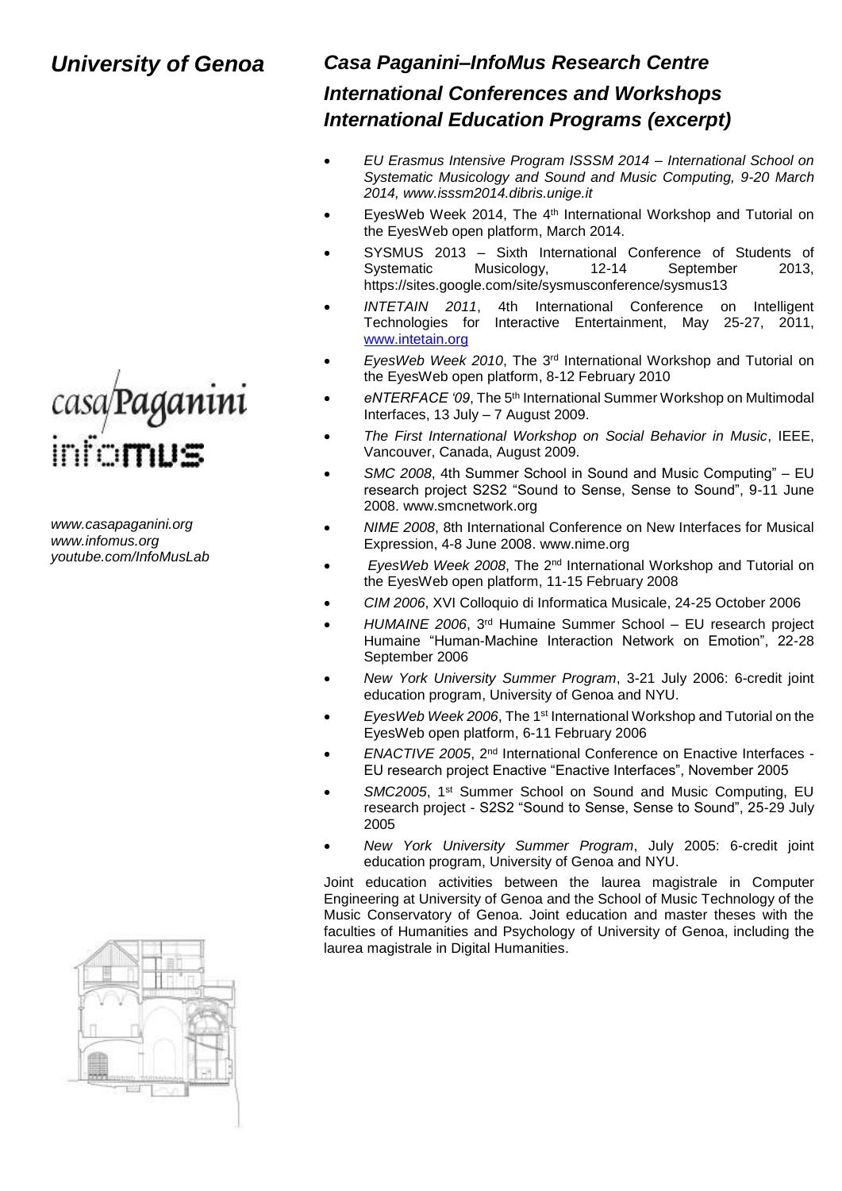*University of Genoa*

casaPaganini infomus

*www.casapaganini.org*
*www.infomus.org*
*youtube.com/InfoMusLab*

## *Casa Paganini–InfoMus Research Centre*
## *International Conferences and Workshops*
## *International Education Programs (excerpt)*

- *EU Erasmus Intensive Program ISSSM 2014 – International School on Systematic Musicology and Sound and Music Computing, 9-20 March 2014, www.isssm2014.dibris.unige.it*
- EyesWeb Week 2014, The 4th International Workshop and Tutorial on the EyesWeb open platform, March 2014.
- SYSMUS 2013 – Sixth International Conference of Students of Systematic Musicology, 12-14 September 2013, https://sites.google.com/site/sysmusconference/sysmus13
- *INTETAIN 2011*, 4th International Conference on Intelligent Technologies for Interactive Entertainment, May 25-27, 2011, www.intetain.org
- *EyesWeb Week 2010*, The 3rd International Workshop and Tutorial on the EyesWeb open platform, 8-12 February 2010
- *eNTERFACE '09*, The 5th International Summer Workshop on Multimodal Interfaces, 13 July – 7 August 2009.
- *The First International Workshop on Social Behavior in Music*, IEEE, Vancouver, Canada, August 2009.
- *SMC 2008*, 4th Summer School in Sound and Music Computing" – EU research project S2S2 "Sound to Sense, Sense to Sound", 9-11 June 2008. www.smcnetwork.org
- *NIME 2008*, 8th International Conference on New Interfaces for Musical Expression, 4-8 June 2008. www.nime.org
- *EyesWeb Week 2008*, The 2nd International Workshop and Tutorial on the EyesWeb open platform, 11-15 February 2008
- *CIM 2006*, XVI Colloquio di Informatica Musicale, 24-25 October 2006
- *HUMAINE 2006*, 3rd Humaine Summer School – EU research project Humaine "Human-Machine Interaction Network on Emotion", 22-28 September 2006
- *New York University Summer Program*, 3-21 July 2006: 6-credit joint education program, University of Genoa and NYU.
- *EyesWeb Week 2006*, The 1st International Workshop and Tutorial on the EyesWeb open platform, 6-11 February 2006
- *ENACTIVE 2005*, 2nd International Conference on Enactive Interfaces - EU research project Enactive "Enactive Interfaces", November 2005
- *SMC2005*, 1st Summer School on Sound and Music Computing, EU research project - S2S2 "Sound to Sense, Sense to Sound", 25-29 July 2005
- *New York University Summer Program*, July 2005: 6-credit joint education program, University of Genoa and NYU.

Joint education activities between the laurea magistrale in Computer Engineering at University of Genoa and the School of Music Technology of the Music Conservatory of Genoa. Joint education and master theses with the faculties of Humanities and Psychology of University of Genoa, including the laurea magistrale in Digital Humanities.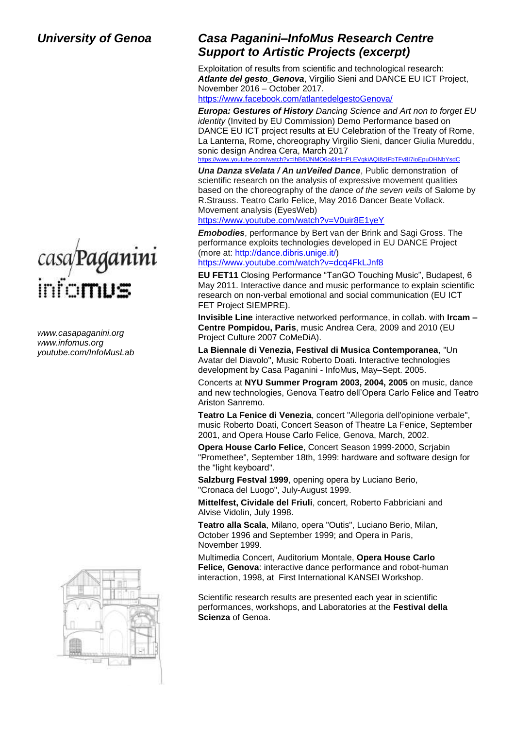## University of Genoa

www.casapaganini.org
www.infomus.org
youtube.com/InfoMusLab

## Casa Paganini–InfoMus Research Centre Support to Artistic Projects (excerpt)

Exploitation of results from scientific and technological research: ***Atlante del gesto_Genova***, Virgilio Sieni and DANCE EU ICT Project, November 2016 – October 2017.
https://www.facebook.com/atlantedelgestoGenova/

***Europa: Gestures of History*** *Dancing Science and Art non to forget EU identity* (Invited by EU Commission) Demo Performance based on DANCE EU ICT project results at EU Celebration of the Treaty of Rome, La Lanterna, Rome, choreography Virgilio Sieni, dancer Giulia Mureddu, sonic design Andrea Cera, March 2017
https://www.youtube.com/watch?v=IhB6lJNMO6o&list=PLEVgkiAQI8zIFbTFv8I7ioEpuDHNbYsdC

***Una Danza sVelata / An unVeiled Dance***, Public demonstration of scientific research on the analysis of expressive movement qualities based on the choreography of the *dance of the seven veils* of Salome by R.Strauss. Teatro Carlo Felice, May 2016 Dancer Beate Vollack. Movement analysis (EyesWeb)
https://www.youtube.com/watch?v=V0uir8E1yeY

***Emobodies***, performance by Bert van der Brink and Sagi Gross. The performance exploits technologies developed in EU DANCE Project (more at: http://dance.dibris.unige.it/)
https://www.youtube.com/watch?v=dcq4FkLJnf8

**EU FET11** Closing Performance "TanGO Touching Music", Budapest, 6 May 2011. Interactive dance and music performance to explain scientific research on non-verbal emotional and social communication (EU ICT FET Project SIEMPRE).

**Invisible Line** interactive networked performance, in collab. with **Ircam – Centre Pompidou, Paris**, music Andrea Cera, 2009 and 2010 (EU Project Culture 2007 CoMeDiA).

**La Biennale di Venezia, Festival di Musica Contemporanea**, "Un Avatar del Diavolo", Music Roberto Doati. Interactive technologies development by Casa Paganini - InfoMus, May–Sept. 2005.

Concerts at **NYU Summer Program 2003, 2004, 2005** on music, dance and new technologies, Genova Teatro dell'Opera Carlo Felice and Teatro Ariston Sanremo.

**Teatro La Fenice di Venezia**, concert "Allegoria dell'opinione verbale", music Roberto Doati, Concert Season of Theatre La Fenice, September 2001, and Opera House Carlo Felice, Genova, March, 2002.

**Opera House Carlo Felice**, Concert Season 1999-2000, Scrjabin "Promethee", September 18th, 1999: hardware and software design for the "light keyboard".

**Salzburg Festval 1999**, opening opera by Luciano Berio, "Cronaca del Luogo", July-August 1999.

**Mittelfest, Cividale del Friuli**, concert, Roberto Fabbriciani and Alvise Vidolin, July 1998.

**Teatro alla Scala**, Milano, opera "Outis", Luciano Berio, Milan, October 1996 and September 1999; and Opera in Paris, November 1999.

Multimedia Concert, Auditorium Montale, **Opera House Carlo Felice, Genova**: interactive dance performance and robot-human interaction, 1998, at First International KANSEI Workshop.

Scientific research results are presented each year in scientific performances, workshops, and Laboratories at the **Festival della Scienza** of Genoa.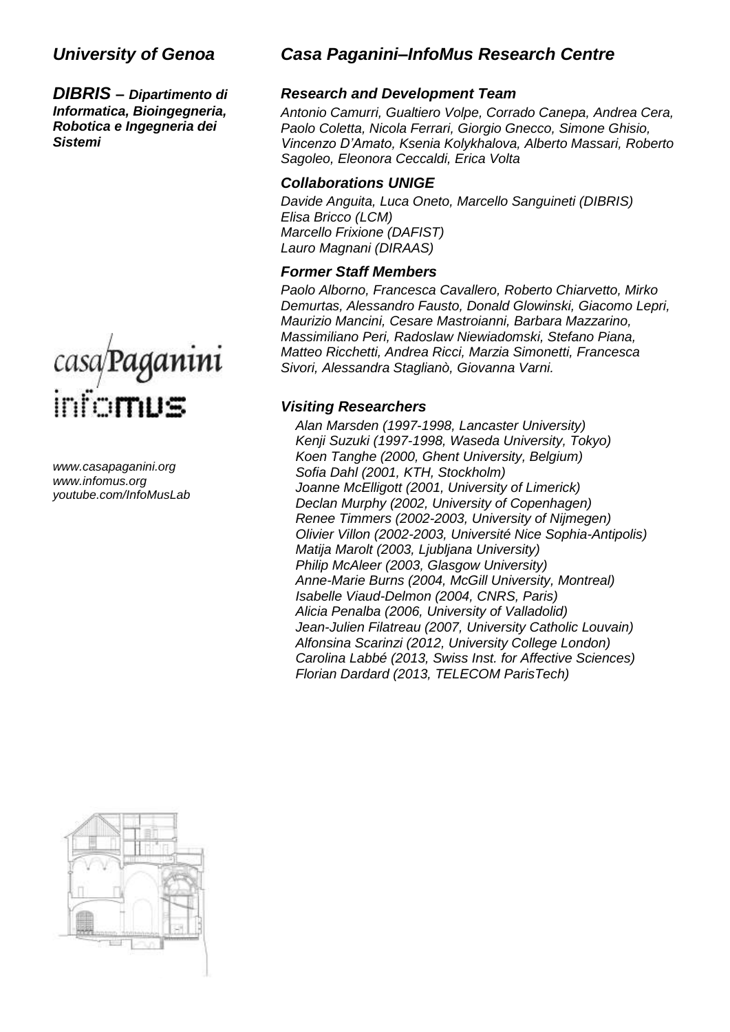## University of Genoa

***DIBRIS – Dipartimento di Informatica, Bioingegneria, Robotica e Ingegneria dei Sistemi***

*www.casapaganini.org*
*www.infomus.org*
*youtube.com/InfoMusLab*

## Casa Paganini–InfoMus Research Centre

### Research and Development Team

*Antonio Camurri, Gualtiero Volpe, Corrado Canepa, Andrea Cera, Paolo Coletta, Nicola Ferrari, Giorgio Gnecco, Simone Ghisio, Vincenzo D'Amato, Ksenia Kolykhalova, Alberto Massari, Roberto Sagoleo, Eleonora Ceccaldi, Erica Volta*

### Collaborations UNIGE

*Davide Anguita, Luca Oneto, Marcello Sanguineti (DIBRIS)*
*Elisa Bricco (LCM)*
*Marcello Frixione (DAFIST)*
*Lauro Magnani (DIRAAS)*

### Former Staff Members

*Paolo Alborno, Francesca Cavallero, Roberto Chiarvetto, Mirko Demurtas, Alessandro Fausto, Donald Glowinski, Giacomo Lepri, Maurizio Mancini, Cesare Mastroianni, Barbara Mazzarino, Massimiliano Peri, Radoslaw Niewiadomski, Stefano Piana, Matteo Ricchetti, Andrea Ricci, Marzia Simonetti, Francesca Sivori, Alessandra Staglianò, Giovanna Varni.*

### Visiting Researchers

*Alan Marsden (1997-1998, Lancaster University)*
*Kenji Suzuki (1997-1998, Waseda University, Tokyo)*
*Koen Tanghe (2000, Ghent University, Belgium)*
*Sofia Dahl (2001, KTH, Stockholm)*
*Joanne McElligott (2001, University of Limerick)*
*Declan Murphy (2002, University of Copenhagen)*
*Renee Timmers (2002-2003, University of Nijmegen)*
*Olivier Villon (2002-2003, Université Nice Sophia-Antipolis)*
*Matija Marolt (2003, Ljubljana University)*
*Philip McAleer (2003, Glasgow University)*
*Anne-Marie Burns (2004, McGill University, Montreal)*
*Isabelle Viaud-Delmon (2004, CNRS, Paris)*
*Alicia Penalba (2006, University of Valladolid)*
*Jean-Julien Filatreau (2007, University Catholic Louvain)*
*Alfonsina Scarinzi (2012, University College London)*
*Carolina Labbé (2013, Swiss Inst. for Affective Sciences)*
*Florian Dardard (2013, TELECOM ParisTech)*